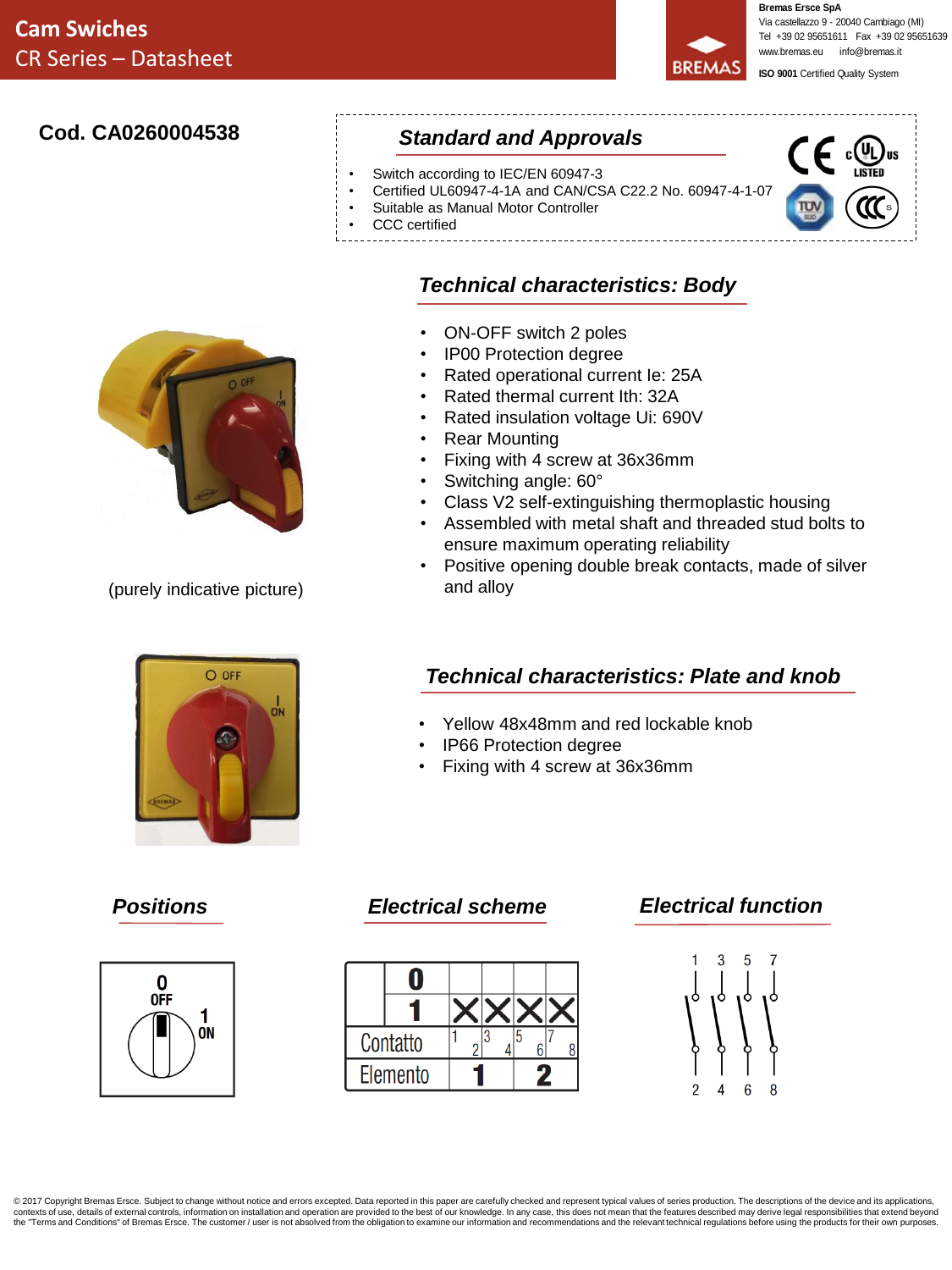# Cam Swiches

CR Series – Datasheet

**Bremas Ersce SpA**
Via castellazzo 9 - 20040 Cambiago (MI)
Tel +39 02 95651611 Fax +39 02 95651639
www.bremas.eu info@bremas.it
**ISO 9001** Certified Quality System

**Cod. CA0260004538**

## *Standard and Approvals*

- Switch according to IEC/EN 60947-3
- Certified UL60947-4-1A and CAN/CSA C22.2 No. 60947-4-1-07
- Suitable as Manual Motor Controller
- CCC certified

## *Technical characteristics: Body*

- ON-OFF switch 2 poles
- IP00 Protection degree
- Rated operational current Ie: 25A
- Rated thermal current Ith: 32A
- Rated insulation voltage Ui: 690V
- Rear Mounting
- Fixing with 4 screw at 36x36mm
- Switching angle: 60°
- Class V2 self-extinguishing thermoplastic housing
- Assembled with metal shaft and threaded stud bolts to ensure maximum operating reliability
- Positive opening double break contacts, made of silver and alloy

(purely indicative picture)

## *Technical characteristics: Plate and knob*

- Yellow 48x48mm and red lockable knob
- IP66 Protection degree
- Fixing with 4 screw at 36x36mm

## *Positions*

0 OFF
1 ON

## *Electrical scheme*

| | 0 | | | | |
|---|---|---|---|---|---|
| | 1 | X | X | X | X |
| Contatto | | 1 2 | 3 4 | 5 6 | 7 8 |
| Elemento | | 1 | | 2 | |

## *Electrical function*

1 3 5 7
2 4 6 8

© 2017 Copyright Bremas Ersce. Subject to change without notice and errors excepted. Data reported in this paper are carefully checked and represent typical values of series production. The descriptions of the device and its applications, contexts of use, details of external controls, information on installation and operation are provided to the best of our knowledge. In any case, this does not mean that the features described may derive legal responsibilities that extend beyond the "Terms and Conditions" of Bremas Ersce. The customer / user is not absolved from the obligation to examine our information and recommendations and the relevant technical regulations before using the products for their own purposes.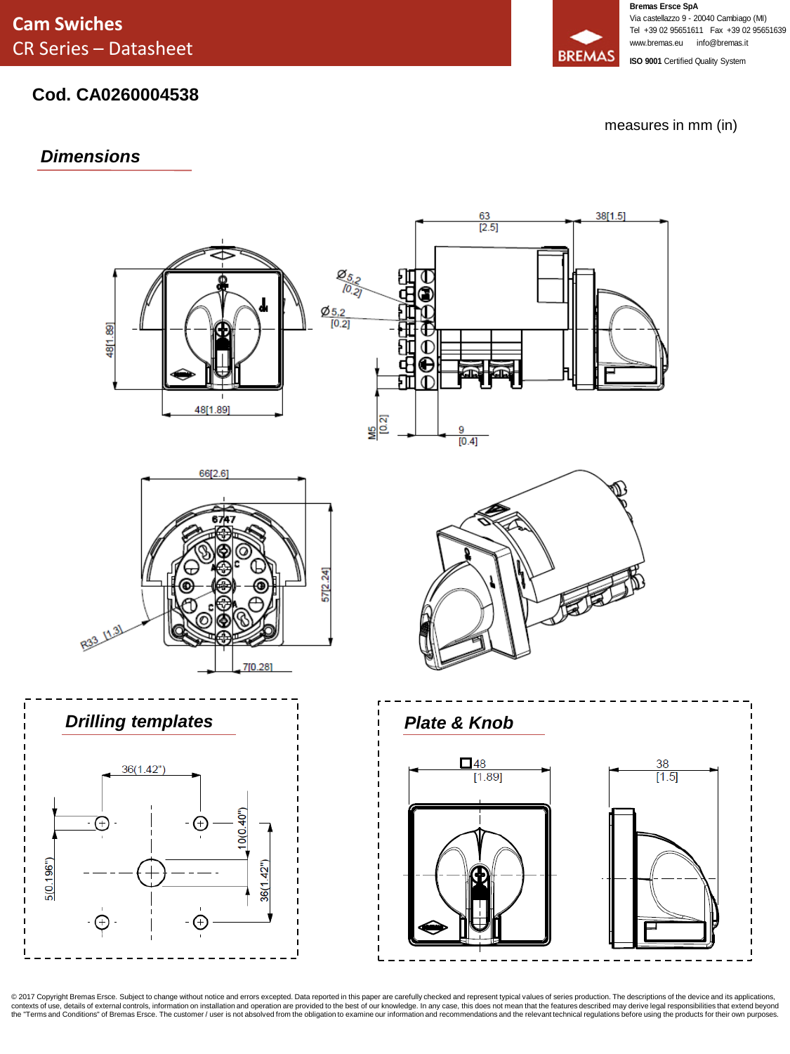Cod. CA0260004538

measures in mm (in)

## Dimensions

63 [2.5]

38[1.5]

Ø5.2 [0.2]

Ø5.2 [0.2]

48[1.89]

48[1.89]

M5 [0.2]

9 [0.4]

66[2.6]

57[2.24]

R33 [1.3]

7[0.28]

## Drilling templates

36(1.42")

5(0.196")

10(0.40")

36(1.42")

## Plate & Knob

□48 [1.89]

38 [1.5]

© 2017 Copyright Bremas Ersce. Subject to change without notice and errors excepted. Data reported in this paper are carefully checked and represent typical values of series production. The descriptions of the device and its applications, contexts of use, details of external controls, information on installation and operation are provided to the best of our knowledge. In any case, this does not mean that the features described may derive legal responsibilities that extend beyond the "Terms and Conditions" of Bremas Ersce. The customer / user is not absolved from the obligation to examine our information and recommendations and the relevant technical regulations before using the products for their own purposes.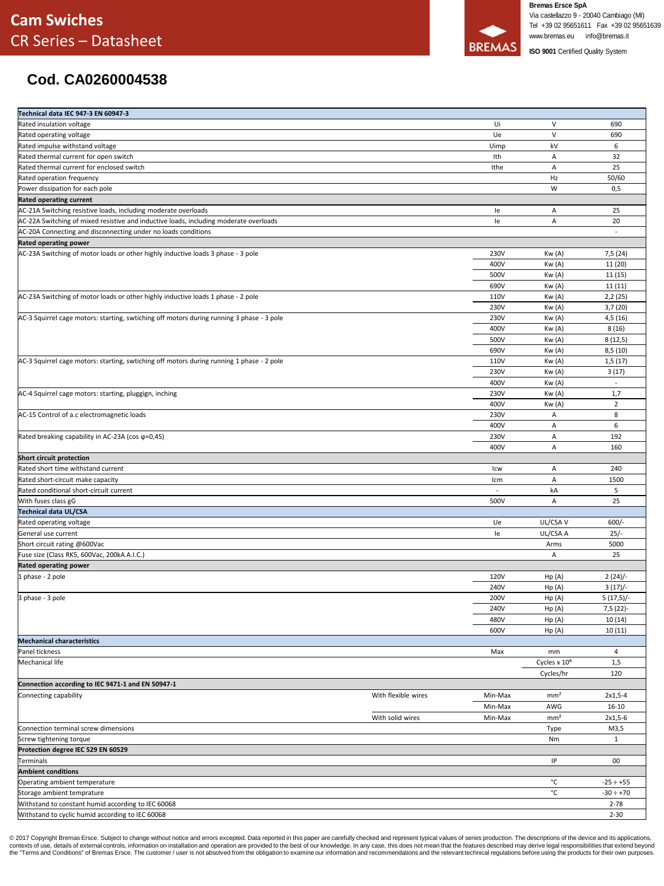# Cam Swiches

## CR Series – Datasheet

**Bremas Ersce SpA**
Via castellazzo 9 - 20040 Cambiago (MI)
Tel +39 02 95651611 Fax +39 02 95651639
www.bremas.eu info@bremas.it

**ISO 9001** Certified Quality System

# Cod. CA0260004538

| | | | | |
|---|---|---|---|---|
| **Technical data IEC 947-3 EN 60947-3** | | | | |
| Rated insulation voltage | | Ui | V | 690 |
| Rated operating voltage | | Ue | V | 690 |
| Rated impulse withstand voltage | | Uimp | kV | 6 |
| Rated thermal current for open switch | | Ith | A | 32 |
| Rated thermal current for enclosed switch | | Ithe | A | 25 |
| Rated operation frequency | | | Hz | 50/60 |
| Power dissipation for each pole | | | W | 0,5 |
| **Rated operating current** | | | | |
| AC-21A Switching resistive loads, including moderate overloads | | Ie | A | 25 |
| AC-22A Switching of mixed resistive and inductive loads, including moderate overloads | | Ie | A | 20 |
| AC-20A Connecting and disconnecting under no loads conditions | | | | - |
| **Rated operating power** | | | | |
| AC-23A Switching of motor loads or other highly inductive loads 3 phase - 3 pole | | 230V | Kw (A) | 7,5 (24) |
| | | 400V | Kw (A) | 11 (20) |
| | | 500V | Kw (A) | 11 (15) |
| | | 690V | Kw (A) | 11 (11) |
| AC-23A Switching of motor loads or other highly inductive loads 1 phase - 2 pole | | 110V | Kw (A) | 2,2 (25) |
| | | 230V | Kw (A) | 3,7 (20) |
| AC-3 Squirrel cage motors: starting, swtiching off motors during running 3 phase - 3 pole | | 230V | Kw (A) | 4,5 (16) |
| | | 400V | Kw (A) | 8 (16) |
| | | 500V | Kw (A) | 8 (12,5) |
| | | 690V | Kw (A) | 8,5 (10) |
| AC-3 Squirrel cage motors: starting, swtiching off motors during running 1 phase - 2 pole | | 110V | Kw (A) | 1,5 (17) |
| | | 230V | Kw (A) | 3 (17) |
| | | 400V | Kw (A) | - |
| AC-4 Squirrel cage motors: starting, pluggign, inching | | 230V | Kw (A) | 1,7 |
| | | 400V | Kw (A) | 2 |
| AC-15 Control of a.c electromagnetic loads | | 230V | A | 8 |
| | | 400V | A | 6 |
| Rated breaking capability in AC-23A (cos φ=0,45) | | 230V | A | 192 |
| | | 400V | A | 160 |
| **Short circuit protection** | | | | |
| Rated short time withstand current | | Icw | A | 240 |
| Rated short-circuit make capacity | | Icm | A | 1500 |
| Rated conditional short-circuit current | | - | kA | 5 |
| With fuses class gG | | 500V | A | 25 |
| **Technical data UL/CSA** | | | | |
| Rated operating voltage | | Ue | UL/CSA V | 600/- |
| General use current | | Ie | UL/CSA A | 25/- |
| Short circuit rating @600Vac | | | Arms | 5000 |
| Fuse size (Class RK5, 600Vac, 200kA A.I.C.) | | | A | 25 |
| **Rated operating power** | | | | |
| 1 phase - 2 pole | | 120V | Hp (A) | 2 (24)/- |
| | | 240V | Hp (A) | 3 (17)/- |
| 3 phase - 3 pole | | 200V | Hp (A) | 5 (17,5)/- |
| | | 240V | Hp (A) | 7,5 (22)- |
| | | 480V | Hp (A) | 10 (14) |
| | | 600V | Hp (A) | 10 (11) |
| **Mechanical characteristics** | | | | |
| Panel tickness | | Max | mm | 4 |
| Mechanical life | | | Cycles x $10^6$ | 1,5 |
| | | | Cycles/hr | 120 |
| **Connection according to IEC 9471-1 and EN 50947-1** | | | | |
| Connecting capability | With flexible wires | Min-Max | mm² | 2x1,5-4 |
| | | Min-Max | AWG | 16-10 |
| | With solid wires | Min-Max | mm² | 2x1,5-6 |
| Connection terminal screw dimensions | | | Type | M3,5 |
| Screw tightening torque | | | Nm | 1 |
| **Protection degree IEC 529 EN 60529** | | | | |
| Terminals | | | IP | 00 |
| **Ambient conditions** | | | | |
| Operating ambient temperature | | | °C | -25 ÷ +55 |
| Storage ambient temprature | | | °C | -30 ÷ +70 |
| Withstand to constant humid according to IEC 60068 | | | | 2-78 |
| Withstand to cyclic humid according to IEC 60068 | | | | 2-30 |

© 2017 Copyright Bremas Ersce. Subject to change without notice and errors excepted. Data reported in this paper are carefully checked and represent typical values of series production. The descriptions of the device and its applications, contexts of use, details of external controls, information on installation and operation are provided to the best of our knowledge. In any case, this does not mean that the features described may derive legal responsibilities that extend beyond the "Terms and Conditions" of Bremas Ersce. The customer / user is not absolved from the obligation to examine our information and recommendations and the relevant technical regulations before using the products for their own purposes.